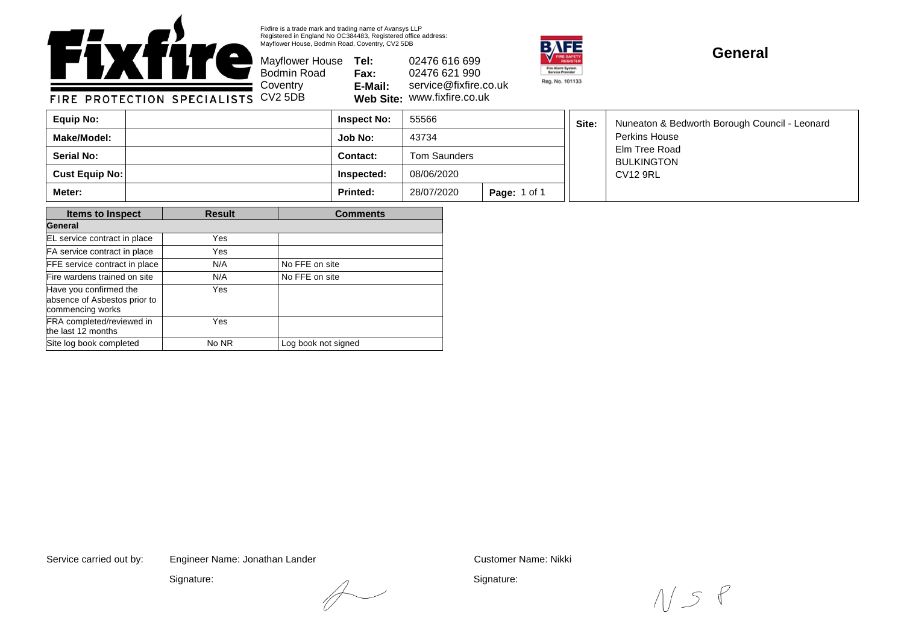Fixfire is a trade mark and trading name of Avansys LLP
Registered in England No OC384483, Registered office address:
Mayflower House, Bodmin Road, Coventry, CV2 5DB

**Fixfire**
FIRE PROTECTION SPECIALISTS

Mayflower House
Bodmin Road
Coventry
CV2 5DB

**Tel:** 02476 616 699
**Fax:** 02476 621 990
**E-Mail:** service@fixfire.co.uk
**Web Site:** www.fixfire.co.uk

BAFE FIRE SAFETY REGISTER - Fire Alarm System Service Provider
Reg. No. 101133

# General

| **Equip No:** | | **Inspect No:** | 55566 | |
|---|---|---|---|---|
| **Make/Model:** | | **Job No:** | 43734 | |
| **Serial No:** | | **Contact:** | Tom Saunders | |
| **Cust Equip No:** | | **Inspected:** | 08/06/2020 | |
| **Meter:** | | **Printed:** | 28/07/2020 | **Page:** 1 of 1 |

**Site:** Nuneaton & Bedworth Borough Council - Leonard Perkins House
Elm Tree Road
BULKINGTON
CV12 9RL

| Items to Inspect | Result | Comments |
|---|---|---|
| **General** | | |
| EL service contract in place | Yes | |
| FA service contract in place | Yes | |
| FFE service contract in place | N/A | No FFE on site |
| Fire wardens trained on site | N/A | No FFE on site |
| Have you confirmed the absence of Asbestos prior to commencing works | Yes | |
| FRA completed/reviewed in the last 12 months | Yes | |
| Site log book completed | No NR | Log book not signed |

Service carried out by: Engineer Name: Jonathan Lander

Signature:

Customer Name: Nikki

Signature: N S P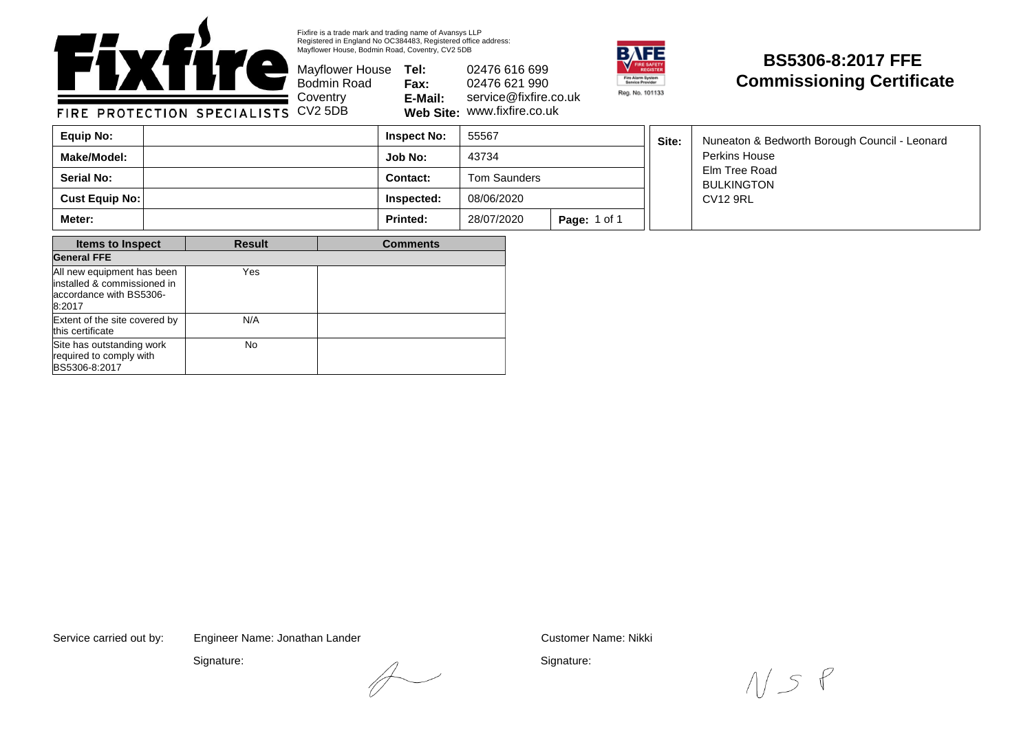**Fixfire**

FIRE PROTECTION SPECIALISTS

Fixfire is a trade mark and trading name of Avansys LLP
Registered in England No OC384483, Registered office address:
Mayflower House, Bodmin Road, Coventry, CV2 5DB

Mayflower House
Bodmin Road
Coventry
CV2 5DB

**Tel:** 02476 616 699
**Fax:** 02476 621 990
**E-Mail:** service@fixfire.co.uk
**Web Site:** www.fixfire.co.uk

BAFE FIRE SAFETY REGISTER Fire Alarm System Service Provider Reg. No. 101133

## BS5306-8:2017 FFE Commissioning Certificate

| | | | | | | |
|---|---|---|---|---|---|---|
| **Equip No:** | | **Inspect No:** | 55567 | | **Site:** | Nuneaton & Bedworth Borough Council - Leonard Perkins House Elm Tree Road BULKINGTON CV12 9RL |
| **Make/Model:** | | **Job No:** | 43734 | | | |
| **Serial No:** | | **Contact:** | Tom Saunders | | | |
| **Cust Equip No:** | | **Inspected:** | 08/06/2020 | | | |
| **Meter:** | | **Printed:** | 28/07/2020 | **Page:** 1 of 1 | | |

| Items to Inspect | Result | Comments |
|---|---|---|
| **General FFE** | | |
| All new equipment has been installed & commissioned in accordance with BS5306-8:2017 | Yes | |
| Extent of the site covered by this certificate | N/A | |
| Site has outstanding work required to comply with BS5306-8:2017 | No | |

Service carried out by: Engineer Name: Jonathan Lander

Signature:

Customer Name: Nikki

Signature: N S P